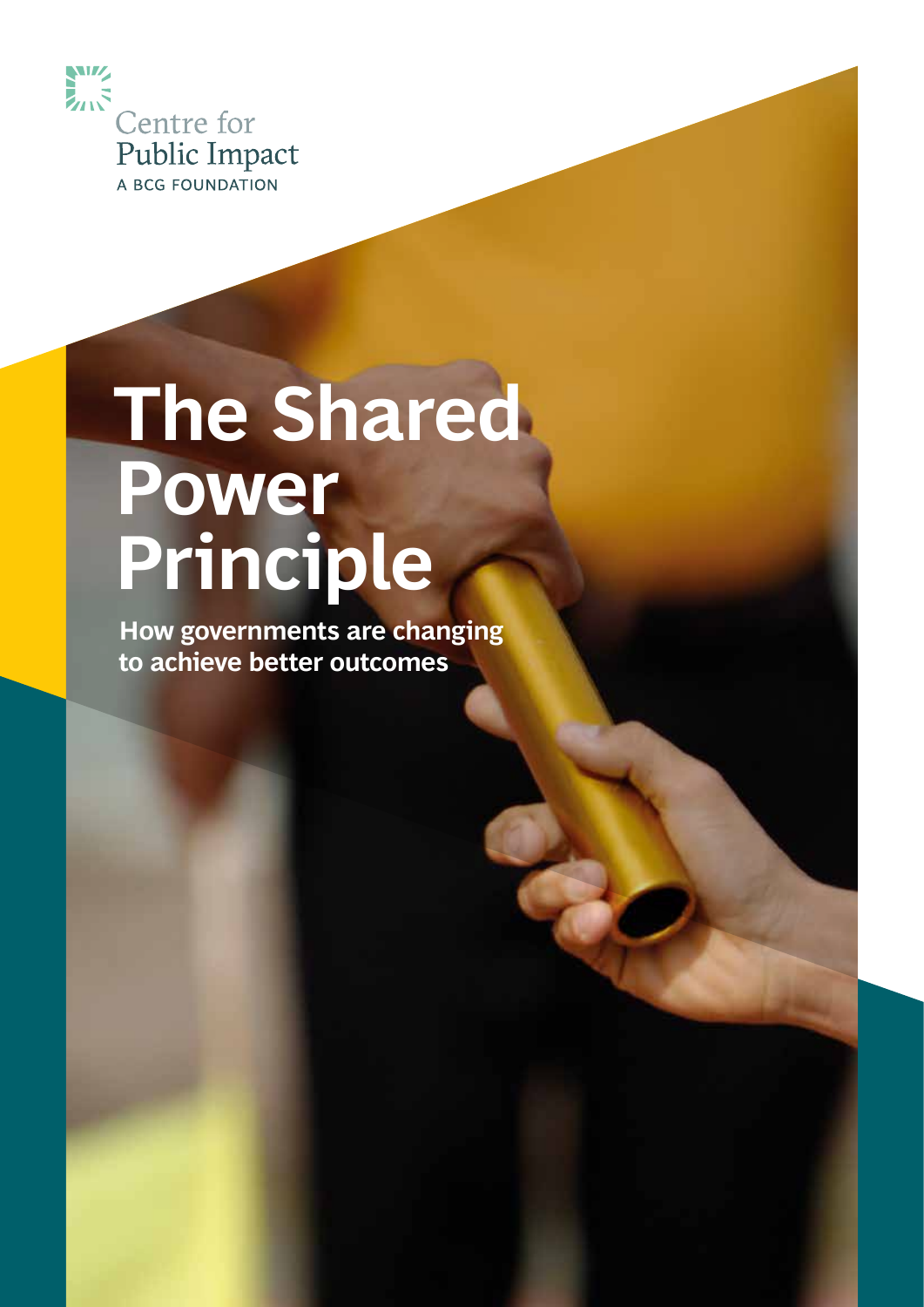Centre for
Public Impact
A BCG FOUNDATION

# The Shared Power Principle

**How governments are changing to achieve better outcomes**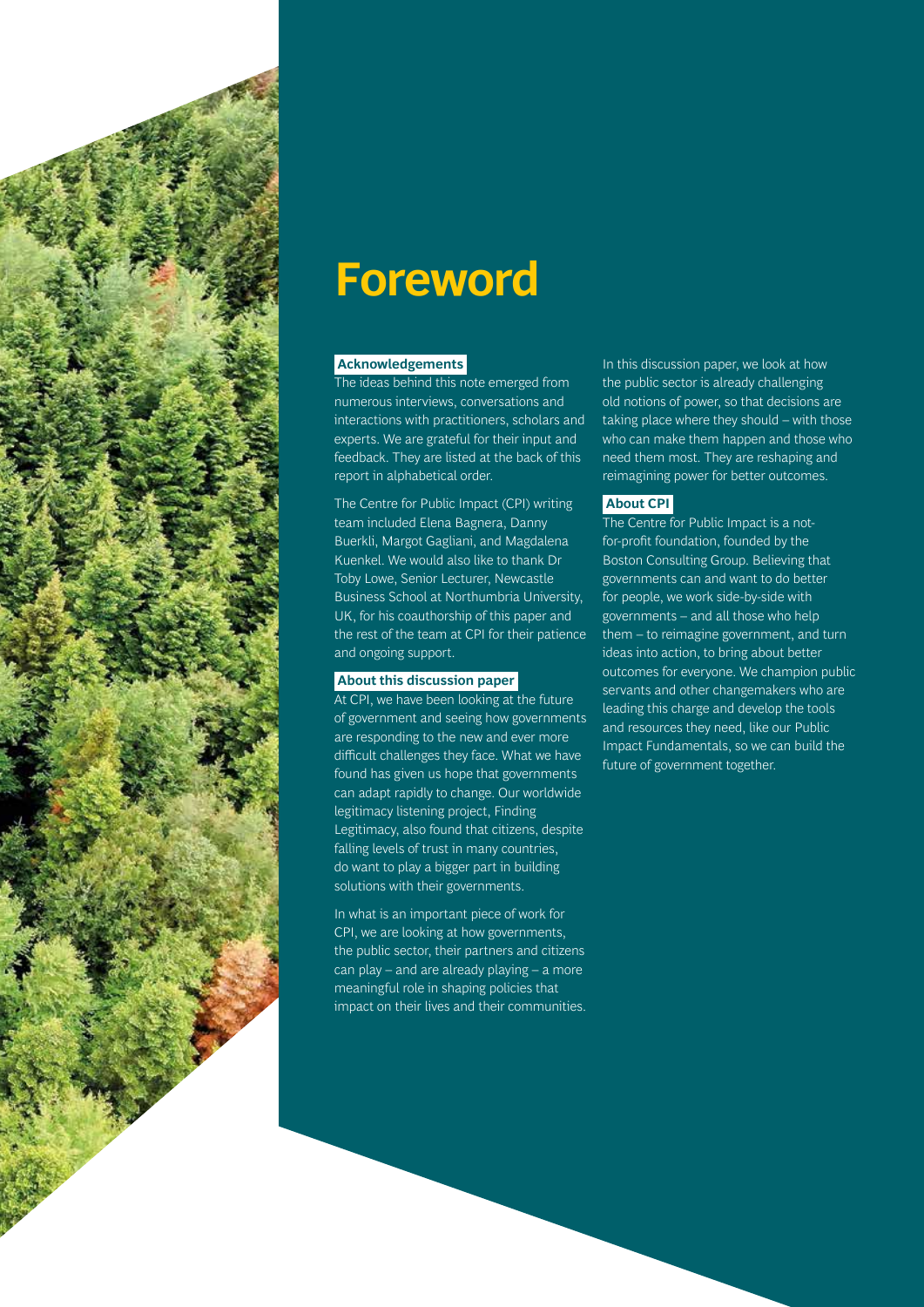# Foreword

**Acknowledgements**

The ideas behind this note emerged from numerous interviews, conversations and interactions with practitioners, scholars and experts. We are grateful for their input and feedback. They are listed at the back of this report in alphabetical order.

The Centre for Public Impact (CPI) writing team included Elena Bagnera, Danny Buerkli, Margot Gagliani, and Magdalena Kuenkel. We would also like to thank Dr Toby Lowe, Senior Lecturer, Newcastle Business School at Northumbria University, UK, for his coauthorship of this paper and the rest of the team at CPI for their patience and ongoing support.

**About this discussion paper**

At CPI, we have been looking at the future of government and seeing how governments are responding to the new and ever more difficult challenges they face. What we have found has given us hope that governments can adapt rapidly to change. Our worldwide legitimacy listening project, Finding Legitimacy, also found that citizens, despite falling levels of trust in many countries, do want to play a bigger part in building solutions with their governments.

In what is an important piece of work for CPI, we are looking at how governments, the public sector, their partners and citizens can play – and are already playing – a more meaningful role in shaping policies that impact on their lives and their communities.

In this discussion paper, we look at how the public sector is already challenging old notions of power, so that decisions are taking place where they should – with those who can make them happen and those who need them most. They are reshaping and reimagining power for better outcomes.

**About CPI**

The Centre for Public Impact is a not-for-profit foundation, founded by the Boston Consulting Group. Believing that governments can and want to do better for people, we work side-by-side with governments – and all those who help them – to reimagine government, and turn ideas into action, to bring about better outcomes for everyone. We champion public servants and other changemakers who are leading this charge and develop the tools and resources they need, like our Public Impact Fundamentals, so we can build the future of government together.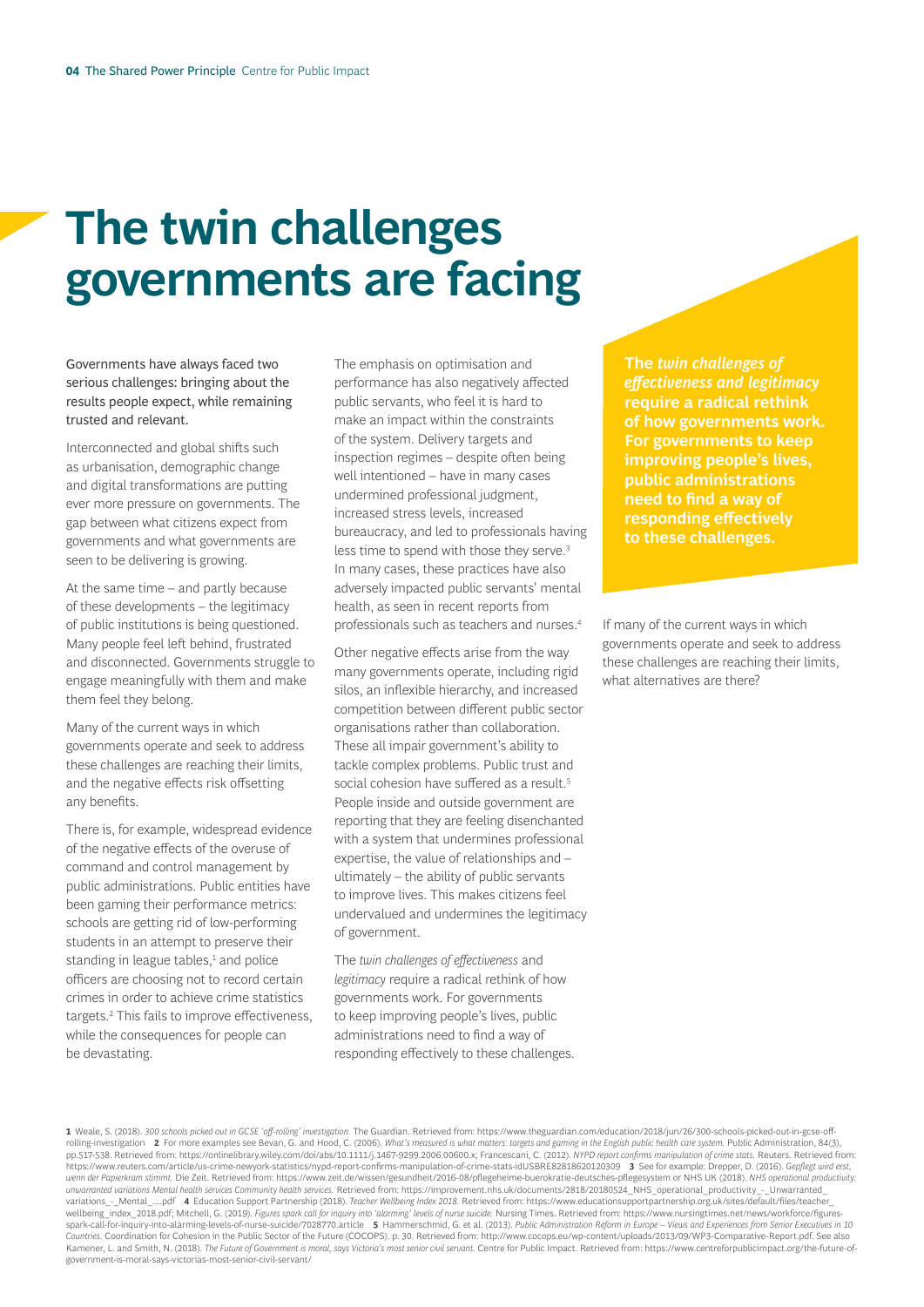# The twin challenges governments are facing

Governments have always faced two serious challenges: bringing about the results people expect, while remaining trusted and relevant.

Interconnected and global shifts such as urbanisation, demographic change and digital transformations are putting ever more pressure on governments. The gap between what citizens expect from governments and what governments are seen to be delivering is growing.

At the same time – and partly because of these developments – the legitimacy of public institutions is being questioned. Many people feel left behind, frustrated and disconnected. Governments struggle to engage meaningfully with them and make them feel they belong.

Many of the current ways in which governments operate and seek to address these challenges are reaching their limits, and the negative effects risk offsetting any benefits.

There is, for example, widespread evidence of the negative effects of the overuse of command and control management by public administrations. Public entities have been gaming their performance metrics: schools are getting rid of low-performing students in an attempt to preserve their standing in league tables,[1] and police officers are choosing not to record certain crimes in order to achieve crime statistics targets.[2] This fails to improve effectiveness, while the consequences for people can be devastating.

The emphasis on optimisation and performance has also negatively affected public servants, who feel it is hard to make an impact within the constraints of the system. Delivery targets and inspection regimes – despite often being well intentioned – have in many cases undermined professional judgment, increased stress levels, increased bureaucracy, and led to professionals having less time to spend with those they serve.[3] In many cases, these practices have also adversely impacted public servants' mental health, as seen in recent reports from professionals such as teachers and nurses.[4]

Other negative effects arise from the way many governments operate, including rigid silos, an inflexible hierarchy, and increased competition between different public sector organisations rather than collaboration. These all impair government's ability to tackle complex problems. Public trust and social cohesion have suffered as a result.[5] People inside and outside government are reporting that they are feeling disenchanted with a system that undermines professional expertise, the value of relationships and – ultimately – the ability of public servants to improve lives. This makes citizens feel undervalued and undermines the legitimacy of government.

The *twin challenges of effectiveness* and *legitimacy* require a radical rethink of how governments work. For governments to keep improving people's lives, public administrations need to find a way of responding effectively to these challenges.

**The *twin challenges of effectiveness and legitimacy* require a radical rethink of how governments work. For governments to keep improving people's lives, public administrations need to find a way of responding effectively to these challenges.**

If many of the current ways in which governments operate and seek to address these challenges are reaching their limits, what alternatives are there?

---

**1** Weale, S. (2018). *300 schools picked out in GCSE 'off-rolling' investigation.* The Guardian. Retrieved from: https://www.theguardian.com/education/2018/jun/26/300-schools-picked-out-in-gcse-off-rolling-investigation **2** For more examples see Bevan, G. and Hood, C. (2006). *What's measured is what matters: targets and gaming in the English public health care system.* Public Administration, 84(3), pp.517-538. Retrieved from: https://onlinelibrary.wiley.com/doi/abs/10.1111/j.1467-9299.2006.00600.x; Francescani, C. (2012). *NYPD report confirms manipulation of crime stats.* Reuters. Retrieved from: https://www.reuters.com/article/us-crime-newyork-statistics/nypd-report-confirms-manipulation-of-crime-stats-idUSBRE82818620120309 **3** See for example: Drepper, D. (2016). *Gepflegt wird erst, wenn der Papierkram stimmt.* Die Zeit. Retrieved from: https://www.zeit.de/wissen/gesundheit/2016-08/pflegeheime-buerokratie-deutsches-pflegesystem or NHS UK (2018). *NHS operational productivity: unwarranted variations Mental health services Community health services.* Retrieved from: https://improvement.nhs.uk/documents/2818/20180524_NHS_operational_productivity_-_Unwarranted_variations_-_Mental_....pdf **4** Education Support Partnership (2018). *Teacher Wellbeing Index 2018.* Retrieved from: https://www.educationsupportpartnership.org.uk/sites/default/files/teacher_wellbeing_index_2018.pdf; Mitchell, G. (2019). *Figures spark call for inquiry into 'alarming' levels of nurse suicide.* Nursing Times. Retrieved from: https://www.nursingtimes.net/news/workforce/figures-spark-call-for-inquiry-into-alarming-levels-of-nurse-suicide/7028770.article **5** Hammerschmid, G. et al. (2013). *Public Administration Reform in Europe – Views and Experiences from Senior Executives in 10 Countries.* Coordination for Cohesion in the Public Sector of the Future (COCOPS). p. 30. Retrieved from: http://www.cocops.eu/wp-content/uploads/2013/09/WP3-Comparative-Report.pdf. See also Kamener, L. and Smith, N. (2018). *The Future of Government is moral, says Victoria's most senior civil servant.* Centre for Public Impact. Retrieved from: https://www.centreforpublicimpact.org/the-future-of-government-is-moral-says-victorias-most-senior-civil-servant/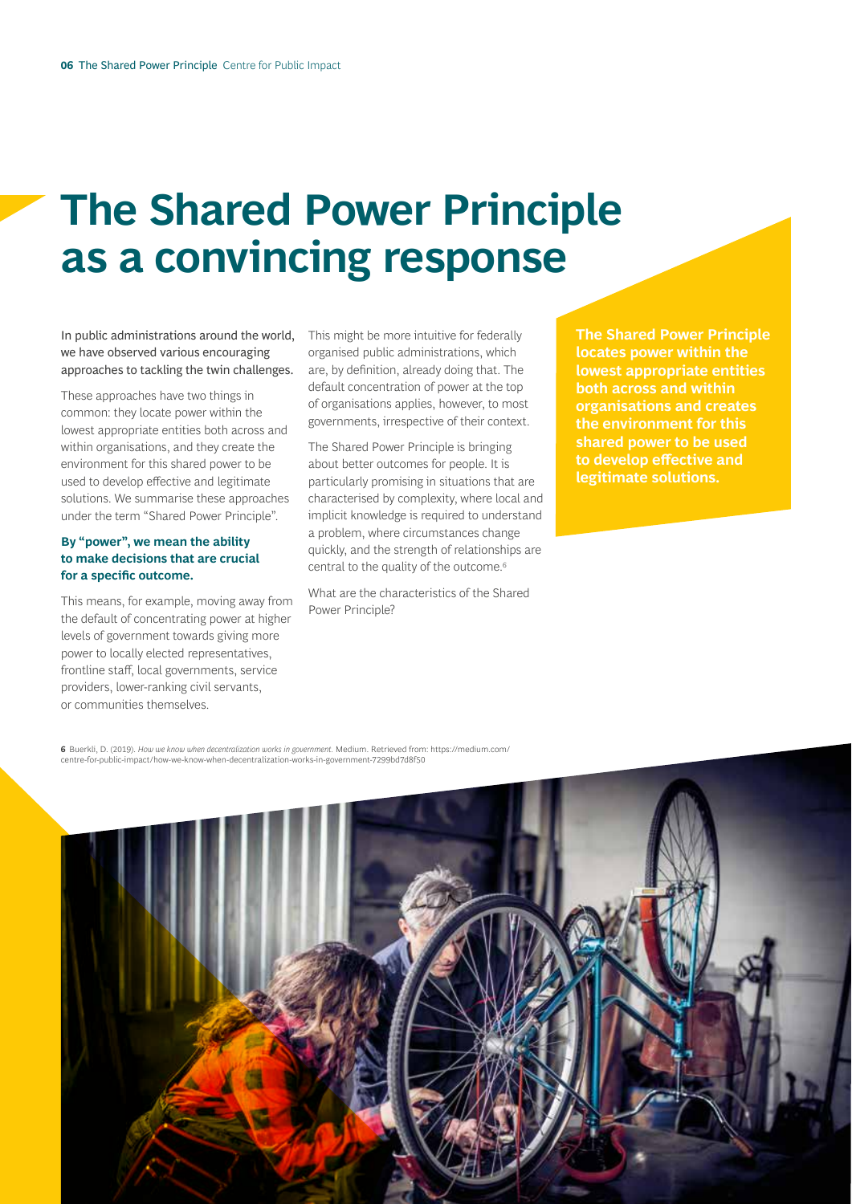# The Shared Power Principle as a convincing response

In public administrations around the world, we have observed various encouraging approaches to tackling the twin challenges.

These approaches have two things in common: they locate power within the lowest appropriate entities both across and within organisations, and they create the environment for this shared power to be used to develop effective and legitimate solutions. We summarise these approaches under the term "Shared Power Principle".

**By "power", we mean the ability to make decisions that are crucial for a specific outcome.**

This means, for example, moving away from the default of concentrating power at higher levels of government towards giving more power to locally elected representatives, frontline staff, local governments, service providers, lower-ranking civil servants, or communities themselves.

This might be more intuitive for federally organised public administrations, which are, by definition, already doing that. The default concentration of power at the top of organisations applies, however, to most governments, irrespective of their context.

The Shared Power Principle is bringing about better outcomes for people. It is particularly promising in situations that are characterised by complexity, where local and implicit knowledge is required to understand a problem, where circumstances change quickly, and the strength of relationships are central to the quality of the outcome.[6]

What are the characteristics of the Shared Power Principle?

**The Shared Power Principle locates power within the lowest appropriate entities both across and within organisations and creates the environment for this shared power to be used to develop effective and legitimate solutions.**

6 Buerkli, D. (2019). *How we know when decentralization works in government.* Medium. Retrieved from: https://medium.com/centre-for-public-impact/how-we-know-when-decentralization-works-in-government-7299bd7d8f50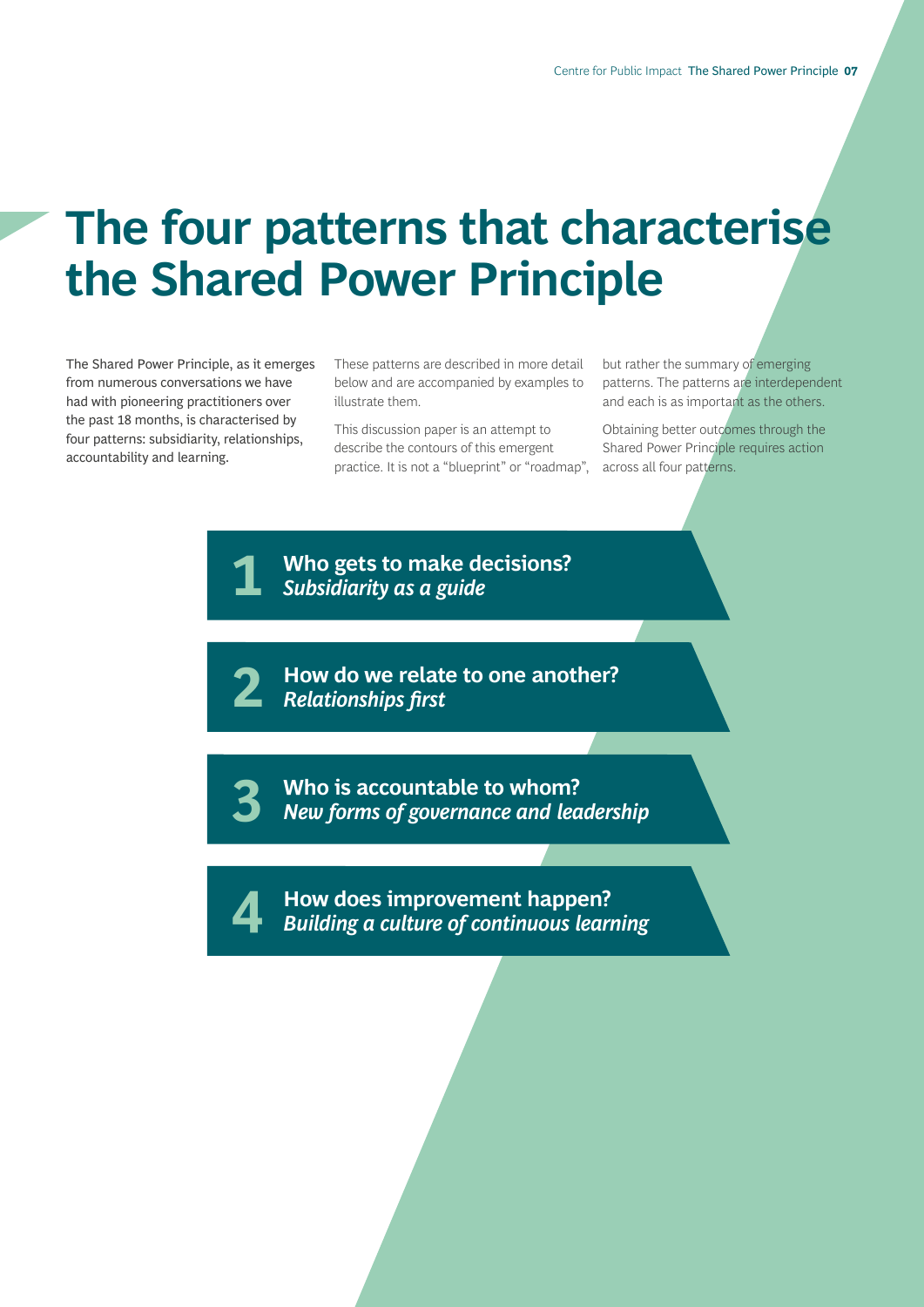# The four patterns that characterise the Shared Power Principle

The Shared Power Principle, as it emerges from numerous conversations we have had with pioneering practitioners over the past 18 months, is characterised by four patterns: subsidiarity, relationships, accountability and learning.

These patterns are described in more detail below and are accompanied by examples to illustrate them.

This discussion paper is an attempt to describe the contours of this emergent practice. It is not a "blueprint" or "roadmap", but rather the summary of emerging patterns. The patterns are interdependent and each is as important as the others.

Obtaining better outcomes through the Shared Power Principle requires action across all four patterns.

**1** **Who gets to make decisions?**
***Subsidiarity as a guide***

**2** **How do we relate to one another?**
***Relationships first***

**3** **Who is accountable to whom?**
***New forms of governance and leadership***

**4** **How does improvement happen?**
***Building a culture of continuous learning***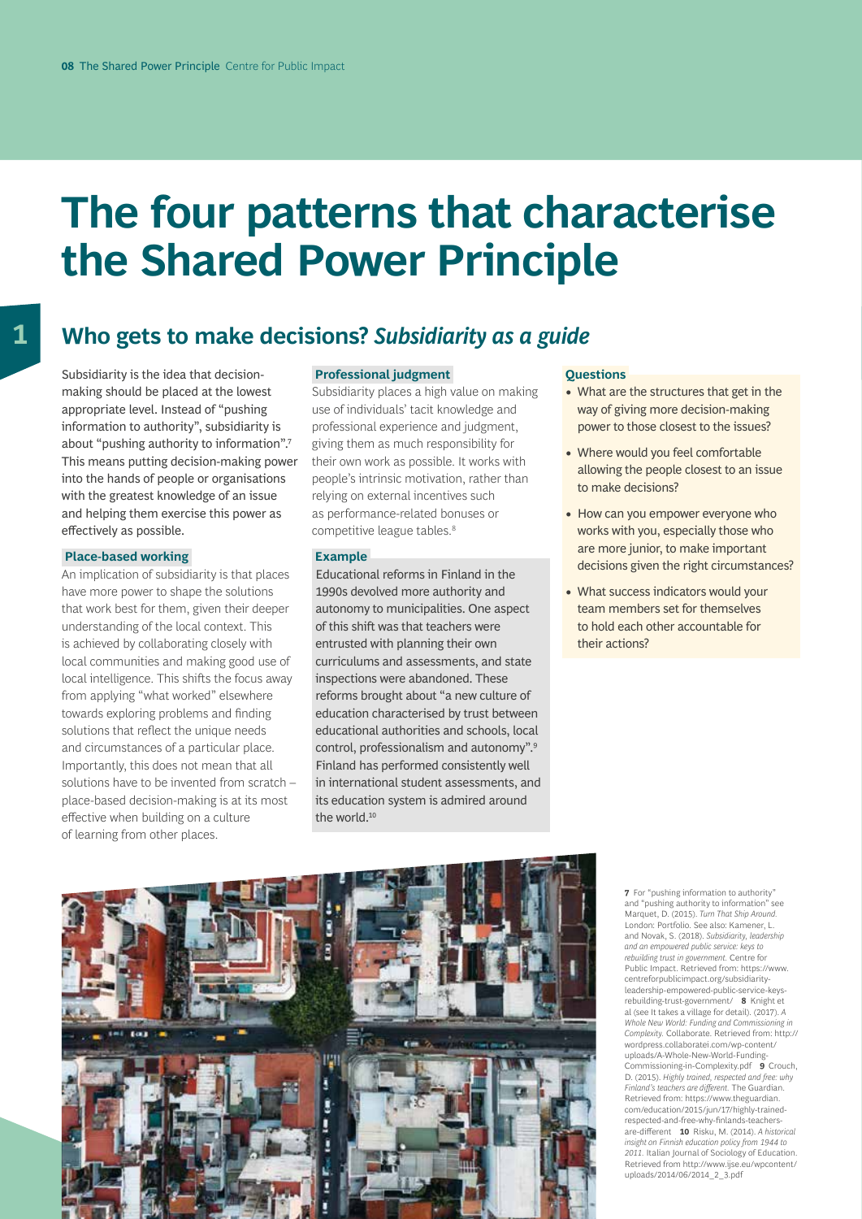# The four patterns that characterise the Shared Power Principle

## 1 Who gets to make decisions? *Subsidiarity as a guide*

Subsidiarity is the idea that decision-making should be placed at the lowest appropriate level. Instead of "pushing information to authority", subsidiarity is about "pushing authority to information".[7] This means putting decision-making power into the hands of people or organisations with the greatest knowledge of an issue and helping them exercise this power as effectively as possible.

### Place-based working

An implication of subsidiarity is that places have more power to shape the solutions that work best for them, given their deeper understanding of the local context. This is achieved by collaborating closely with local communities and making good use of local intelligence. This shifts the focus away from applying "what worked" elsewhere towards exploring problems and finding solutions that reflect the unique needs and circumstances of a particular place. Importantly, this does not mean that all solutions have to be invented from scratch – place-based decision-making is at its most effective when building on a culture of learning from other places.

### Professional judgment

Subsidiarity places a high value on making use of individuals' tacit knowledge and professional experience and judgment, giving them as much responsibility for their own work as possible. It works with people's intrinsic motivation, rather than relying on external incentives such as performance-related bonuses or competitive league tables.[8]

### Example

Educational reforms in Finland in the 1990s devolved more authority and autonomy to municipalities. One aspect of this shift was that teachers were entrusted with planning their own curriculums and assessments, and state inspections were abandoned. These reforms brought about "a new culture of education characterised by trust between educational authorities and schools, local control, professionalism and autonomy".[9] Finland has performed consistently well in international student assessments, and its education system is admired around the world.[10]

### Questions

- What are the structures that get in the way of giving more decision-making power to those closest to the issues?
- Where would you feel comfortable allowing the people closest to an issue to make decisions?
- How can you empower everyone who works with you, especially those who are more junior, to make important decisions given the right circumstances?
- What success indicators would your team members set for themselves to hold each other accountable for their actions?

**7** For "pushing information to authority" and "pushing authority to information" see Marquet, D. (2015). *Turn That Ship Around.* London: Portfolio. See also: Kamener, L. and Novak, S. (2018). *Subsidiarity, leadership and an empowered public service: keys to rebuilding trust in government.* Centre for Public Impact. Retrieved from: https://www.centreforpublicimpact.org/subsidiarity-leadership-empowered-public-service-keys-rebuilding-trust-government/ **8** Knight et al (see It takes a village for detail). (2017). *A Whole New World: Funding and Commissioning in Complexity.* Collaborate. Retrieved from: http://wordpress.collaboratei.com/wp-content/uploads/A-Whole-New-World-Funding-Commissioning-in-Complexity.pdf **9** Crouch, D. (2015). *Highly trained, respected and free: why Finland's teachers are different.* The Guardian. Retrieved from: https://www.theguardian.com/education/2015/jun/17/highly-trained-respected-and-free-why-finlands-teachers-are-different **10** Risku, M. (2014). *A historical insight on Finnish education policy from 1944 to 2011.* Italian Journal of Sociology of Education. Retrieved from http://www.ijse.eu/wpcontent/uploads/2014/06/2014_2_3.pdf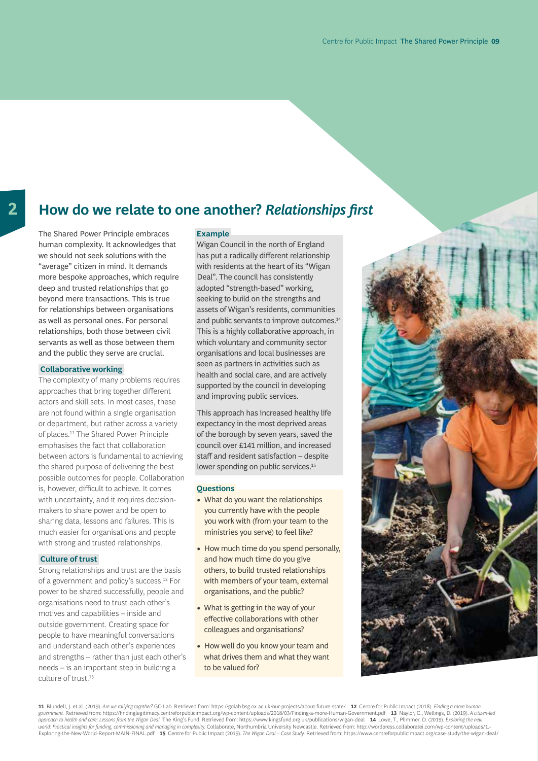## 2 How do we relate to one another? *Relationships first*

The Shared Power Principle embraces human complexity. It acknowledges that we should not seek solutions with the "average" citizen in mind. It demands more bespoke approaches, which require deep and trusted relationships that go beyond mere transactions. This is true for relationships between organisations as well as personal ones. For personal relationships, both those between civil servants as well as those between them and the public they serve are crucial.

### Collaborative working

The complexity of many problems requires approaches that bring together different actors and skill sets. In most cases, these are not found within a single organisation or department, but rather across a variety of places.[11] The Shared Power Principle emphasises the fact that collaboration between actors is fundamental to achieving the shared purpose of delivering the best possible outcomes for people. Collaboration is, however, difficult to achieve. It comes with uncertainty, and it requires decision-makers to share power and be open to sharing data, lessons and failures. This is much easier for organisations and people with strong and trusted relationships.

### Culture of trust

Strong relationships and trust are the basis of a government and policy's success.[12] For power to be shared successfully, people and organisations need to trust each other's motives and capabilities – inside and outside government. Creating space for people to have meaningful conversations and understand each other's experiences and strengths – rather than just each other's needs – is an important step in building a culture of trust.[13]

### Example

Wigan Council in the north of England has put a radically different relationship with residents at the heart of its "Wigan Deal". The council has consistently adopted "strength-based" working, seeking to build on the strengths and assets of Wigan's residents, communities and public servants to improve outcomes.[14] This is a highly collaborative approach, in which voluntary and community sector organisations and local businesses are seen as partners in activities such as health and social care, and are actively supported by the council in developing and improving public services.

This approach has increased healthy life expectancy in the most deprived areas of the borough by seven years, saved the council over £141 million, and increased staff and resident satisfaction – despite lower spending on public services.[15]

### Questions

- What do you want the relationships you currently have with the people you work with (from your team to the ministries you serve) to feel like?
- How much time do you spend personally, and how much time do you give others, to build trusted relationships with members of your team, external organisations, and the public?
- What is getting in the way of your effective collaborations with other colleagues and organisations?
- How well do you know your team and what drives them and what they want to be valued for?

---

**11** Blundell, J. et al. (2019). *Are we rallying together?* GO Lab. Retrieved from: https://golab.bsg.ox.ac.uk/our-projects/about-future-state/ **12** Centre for Public Impact (2018). *Finding a more human government.* Retrieved from: https://findinglegitimacy.centreforpublicimpact.org/wp-content/uploads/2018/03/Finding-a-more-Human-Government.pdf **13** Naylor, C., Wellings, D. (2019). *A citizen-led approach to health and care: Lessons from the Wigan Deal.* The King's Fund. Retrieved from: https://www.kingsfund.org.uk/publications/wigan-deal **14** Lowe, T., Plimmer, D. (2019). *Exploring the new world: Practical insights for funding, commissioning and managing in complexity.* Collaborate, Northumbria University Newcastle. Retrieved from: http://wordpress.collaboratei.com/wp-content/uploads/1.-Exploring-the-New-World-Report-MAIN-FINAL.pdf **15** Centre for Public Impact (2019). *The Wigan Deal – Case Study.* Retrieved from: https://www.centreforpublicimpact.org/case-study/the-wigan-deal/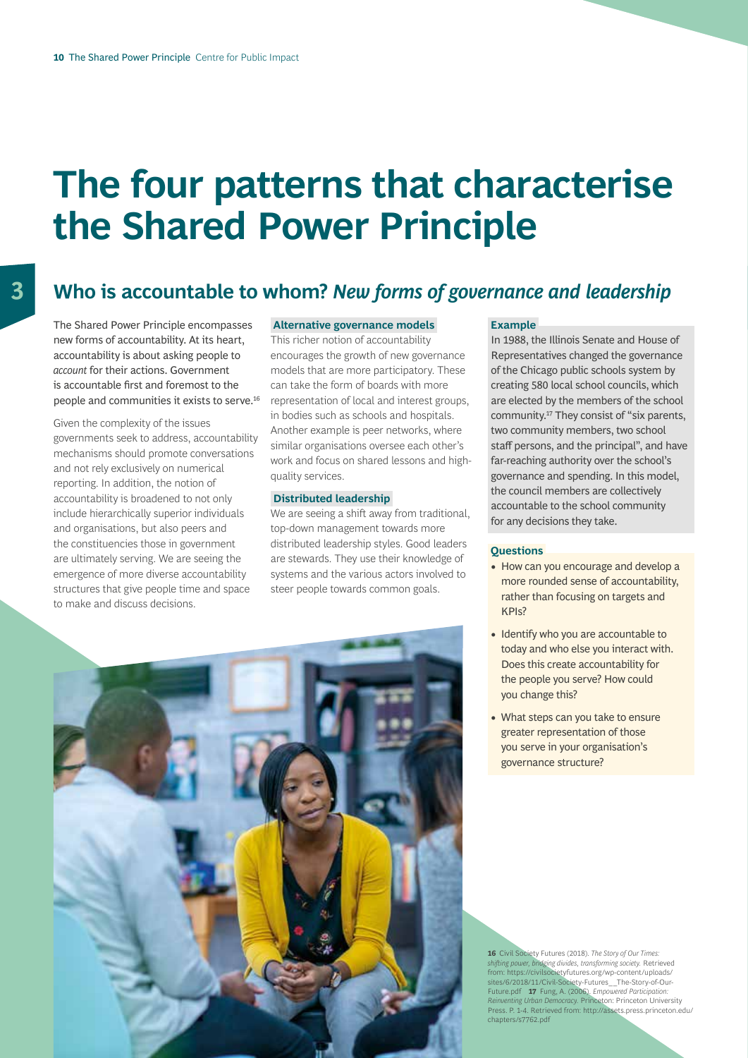# The four patterns that characterise the Shared Power Principle

3

## Who is accountable to whom? *New forms of governance and leadership*

The Shared Power Principle encompasses new forms of accountability. At its heart, accountability is about asking people to *account* for their actions. Government is accountable first and foremost to the people and communities it exists to serve.[16]

Given the complexity of the issues governments seek to address, accountability mechanisms should promote conversations and not rely exclusively on numerical reporting. In addition, the notion of accountability is broadened to not only include hierarchically superior individuals and organisations, but also peers and the constituencies those in government are ultimately serving. We are seeing the emergence of more diverse accountability structures that give people time and space to make and discuss decisions.

### Alternative governance models

This richer notion of accountability encourages the growth of new governance models that are more participatory. These can take the form of boards with more representation of local and interest groups, in bodies such as schools and hospitals. Another example is peer networks, where similar organisations oversee each other's work and focus on shared lessons and high-quality services.

### Distributed leadership

We are seeing a shift away from traditional, top-down management towards more distributed leadership styles. Good leaders are stewards. They use their knowledge of systems and the various actors involved to steer people towards common goals.

### Example

In 1988, the Illinois Senate and House of Representatives changed the governance of the Chicago public schools system by creating 580 local school councils, which are elected by the members of the school community.[17] They consist of "six parents, two community members, two school staff persons, and the principal", and have far-reaching authority over the school's governance and spending. In this model, the council members are collectively accountable to the school community for any decisions they take.

### Questions

- How can you encourage and develop a more rounded sense of accountability, rather than focusing on targets and KPIs?
- Identify who you are accountable to today and who else you interact with. Does this create accountability for the people you serve? How could you change this?
- What steps can you take to ensure greater representation of those you serve in your organisation's governance structure?

**16** Civil Society Futures (2018). *The Story of Our Times: shifting power, bridging divides, transforming society.* Retrieved from: https://civilsocietyfutures.org/wp-content/uploads/sites/6/2018/11/Civil-Society-Futures__The-Story-of-Our-Future.pdf **17** Fung, A. (2006). *Empowered Participation: Reinventing Urban Democracy.* Princeton: Princeton University Press. P. 1-4. Retrieved from: http://assets.press.princeton.edu/chapters/s7762.pdf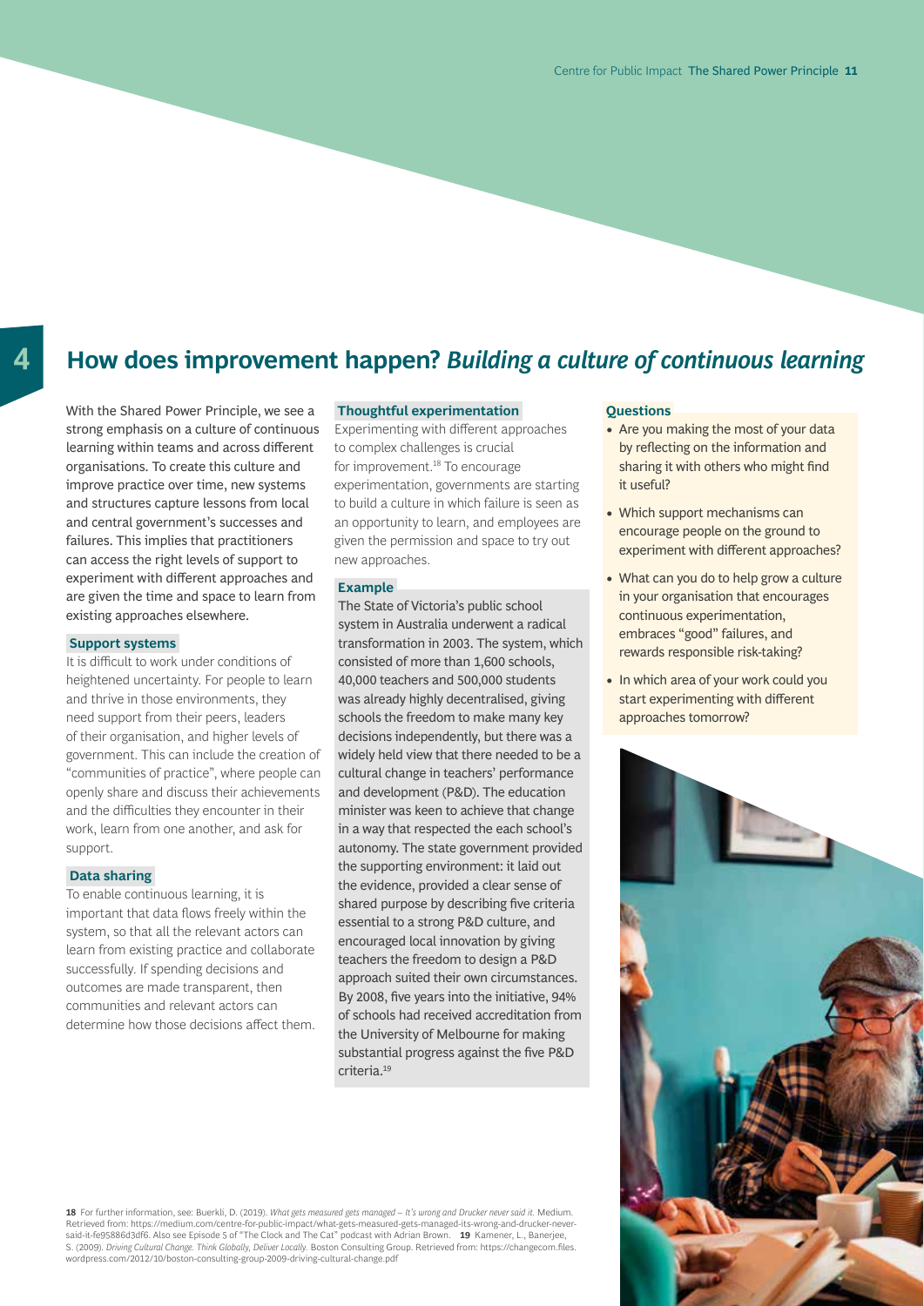## 4 How does improvement happen? *Building a culture of continuous learning*

With the Shared Power Principle, we see a strong emphasis on a culture of continuous learning within teams and across different organisations. To create this culture and improve practice over time, new systems and structures capture lessons from local and central government's successes and failures. This implies that practitioners can access the right levels of support to experiment with different approaches and are given the time and space to learn from existing approaches elsewhere.

### Support systems

It is difficult to work under conditions of heightened uncertainty. For people to learn and thrive in those environments, they need support from their peers, leaders of their organisation, and higher levels of government. This can include the creation of "communities of practice", where people can openly share and discuss their achievements and the difficulties they encounter in their work, learn from one another, and ask for support.

### Data sharing

To enable continuous learning, it is important that data flows freely within the system, so that all the relevant actors can learn from existing practice and collaborate successfully. If spending decisions and outcomes are made transparent, then communities and relevant actors can determine how those decisions affect them.

### Thoughtful experimentation

Experimenting with different approaches to complex challenges is crucial for improvement.[18] To encourage experimentation, governments are starting to build a culture in which failure is seen as an opportunity to learn, and employees are given the permission and space to try out new approaches.

### Example

The State of Victoria's public school system in Australia underwent a radical transformation in 2003. The system, which consisted of more than 1,600 schools, 40,000 teachers and 500,000 students was already highly decentralised, giving schools the freedom to make many key decisions independently, but there was a widely held view that there needed to be a cultural change in teachers' performance and development (P&D). The education minister was keen to achieve that change in a way that respected the each school's autonomy. The state government provided the supporting environment: it laid out the evidence, provided a clear sense of shared purpose by describing five criteria essential to a strong P&D culture, and encouraged local innovation by giving teachers the freedom to design a P&D approach suited their own circumstances. By 2008, five years into the initiative, 94% of schools had received accreditation from the University of Melbourne for making substantial progress against the five P&D criteria.[19]

### Questions

- Are you making the most of your data by reflecting on the information and sharing it with others who might find it useful?
- Which support mechanisms can encourage people on the ground to experiment with different approaches?
- What can you do to help grow a culture in your organisation that encourages continuous experimentation, embraces "good" failures, and rewards responsible risk-taking?
- In which area of your work could you start experimenting with different approaches tomorrow?

---

**18** For further information, see: Buerkli, D. (2019). *What gets measured gets managed – It's wrong and Drucker never said it.* Medium. Retrieved from: https://medium.com/centre-for-public-impact/what-gets-measured-gets-managed-its-wrong-and-drucker-never-said-it-fe95886d3df6. Also see Episode 5 of "The Clock and The Cat" podcast with Adrian Brown. **19** Kamener, L., Banerjee, S. (2009). *Driving Cultural Change. Think Globally, Deliver Locally.* Boston Consulting Group. Retrieved from: https://changecom.files.wordpress.com/2012/10/boston-consulting-group-2009-driving-cultural-change.pdf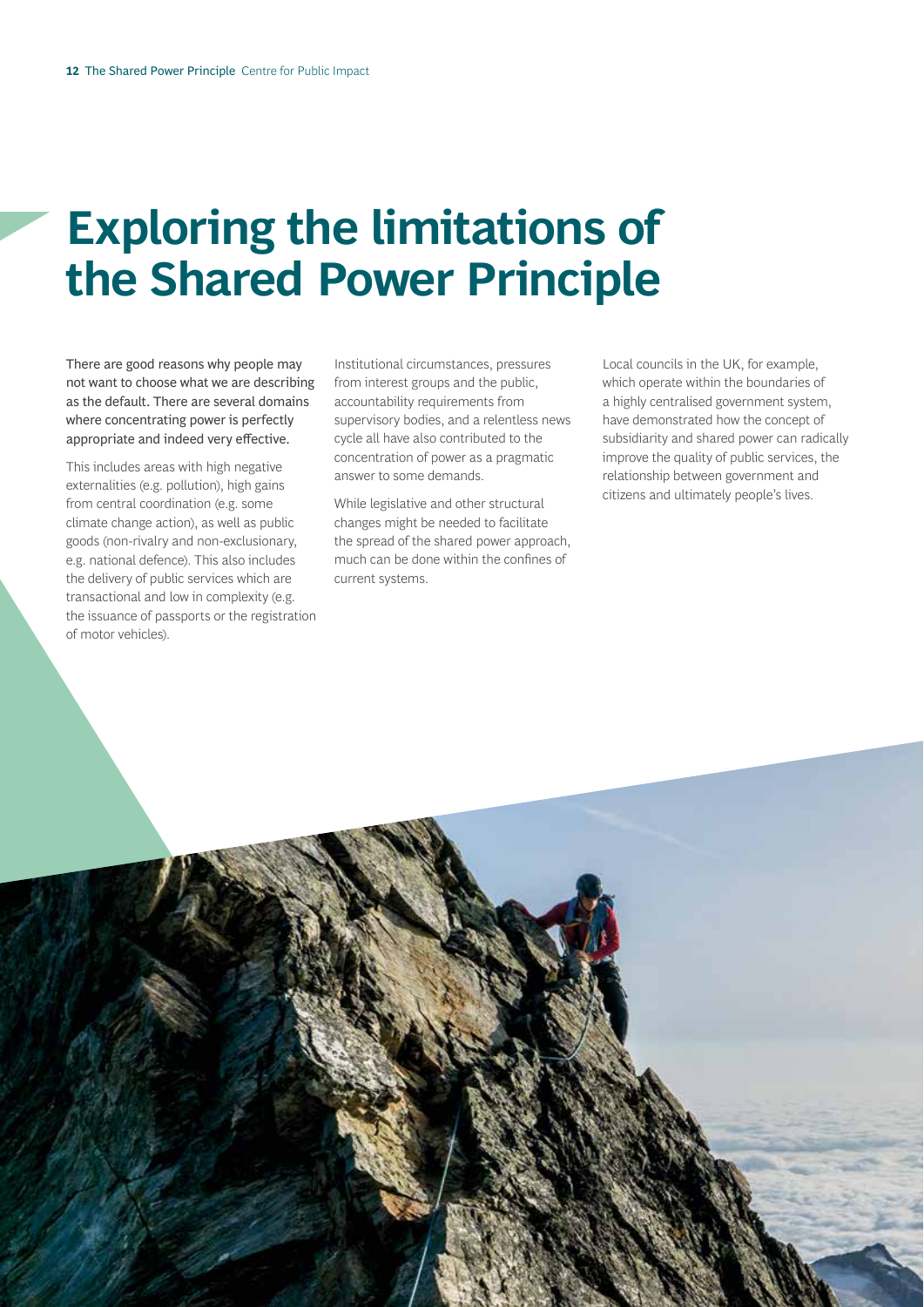# Exploring the limitations of the Shared Power Principle

There are good reasons why people may not want to choose what we are describing as the default. There are several domains where concentrating power is perfectly appropriate and indeed very effective.

This includes areas with high negative externalities (e.g. pollution), high gains from central coordination (e.g. some climate change action), as well as public goods (non-rivalry and non-exclusionary, e.g. national defence). This also includes the delivery of public services which are transactional and low in complexity (e.g. the issuance of passports or the registration of motor vehicles).

Institutional circumstances, pressures from interest groups and the public, accountability requirements from supervisory bodies, and a relentless news cycle all have also contributed to the concentration of power as a pragmatic answer to some demands.

While legislative and other structural changes might be needed to facilitate the spread of the shared power approach, much can be done within the confines of current systems.

Local councils in the UK, for example, which operate within the boundaries of a highly centralised government system, have demonstrated how the concept of subsidiarity and shared power can radically improve the quality of public services, the relationship between government and citizens and ultimately people's lives.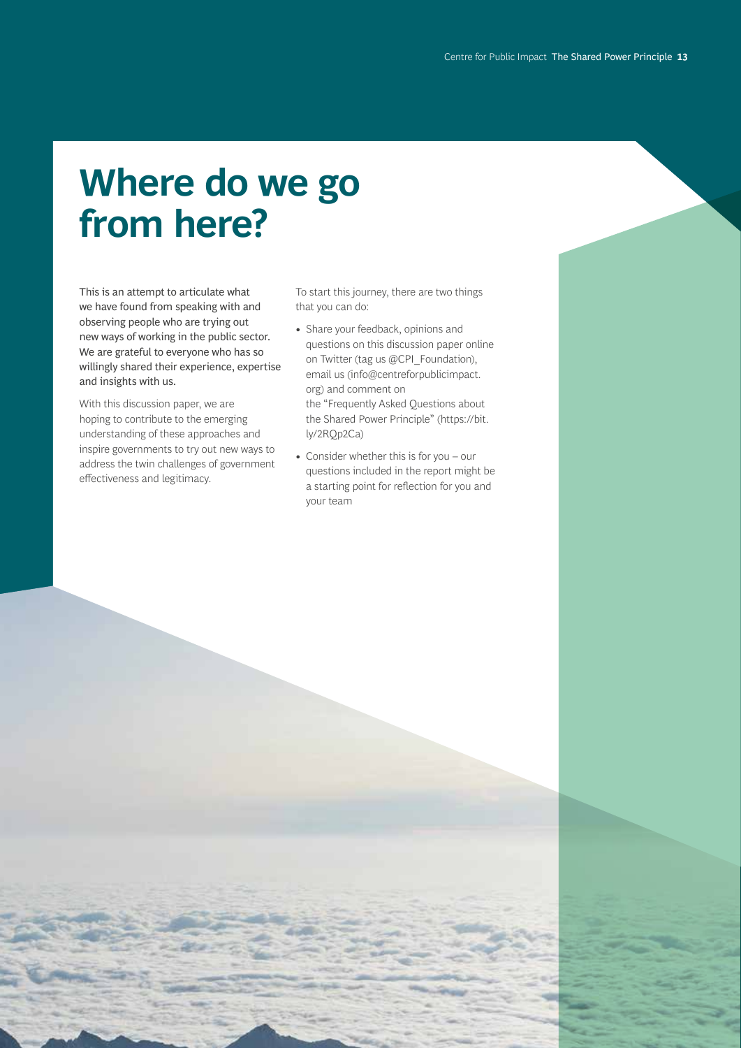# Where do we go from here?

This is an attempt to articulate what we have found from speaking with and observing people who are trying out new ways of working in the public sector. We are grateful to everyone who has so willingly shared their experience, expertise and insights with us.

With this discussion paper, we are hoping to contribute to the emerging understanding of these approaches and inspire governments to try out new ways to address the twin challenges of government effectiveness and legitimacy.

To start this journey, there are two things that you can do:

- Share your feedback, opinions and questions on this discussion paper online on Twitter (tag us @CPI_Foundation), email us (info@centreforpublicimpact.org) and comment on the "Frequently Asked Questions about the Shared Power Principle" (https://bit.ly/2RQp2Ca)
- Consider whether this is for you – our questions included in the report might be a starting point for reflection for you and your team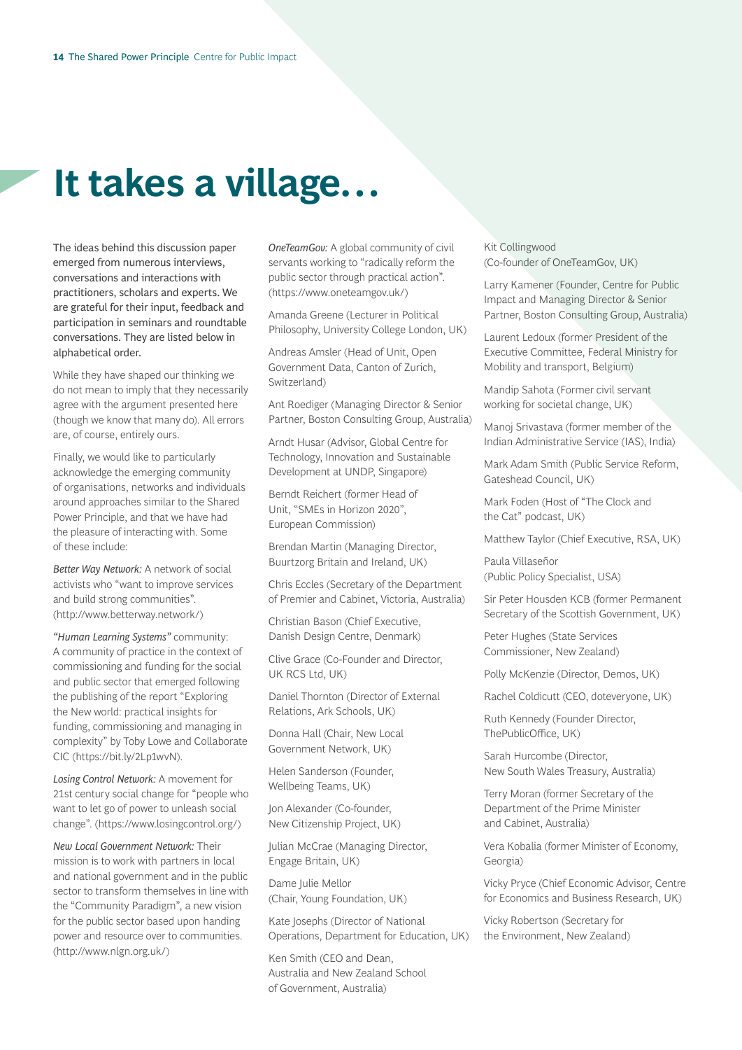# It takes a village…

The ideas behind this discussion paper emerged from numerous interviews, conversations and interactions with practitioners, scholars and experts. We are grateful for their input, feedback and participation in seminars and roundtable conversations. They are listed below in alphabetical order.

While they have shaped our thinking we do not mean to imply that they necessarily agree with the argument presented here (though we know that many do). All errors are, of course, entirely ours.

Finally, we would like to particularly acknowledge the emerging community of organisations, networks and individuals around approaches similar to the Shared Power Principle, and that we have had the pleasure of interacting with. Some of these include:

*Better Way Network:* A network of social activists who "want to improve services and build strong communities". (http://www.betterway.network/)

*"Human Learning Systems"* community: A community of practice in the context of commissioning and funding for the social and public sector that emerged following the publishing of the report "Exploring the New world: practical insights for funding, commissioning and managing in complexity" by Toby Lowe and Collaborate CIC (https://bit.ly/2Lp1wvN).

*Losing Control Network:* A movement for 21st century social change for "people who want to let go of power to unleash social change". (https://www.losingcontrol.org/)

*New Local Government Network:* Their mission is to work with partners in local and national government and in the public sector to transform themselves in line with the "Community Paradigm", a new vision for the public sector based upon handing power and resource over to communities. (http://www.nlgn.org.uk/)

*OneTeamGov:* A global community of civil servants working to "radically reform the public sector through practical action". (https://www.oneteamgov.uk/)

Amanda Greene (Lecturer in Political Philosophy, University College London, UK)

Andreas Amsler (Head of Unit, Open Government Data, Canton of Zurich, Switzerland)

Ant Roediger (Managing Director & Senior Partner, Boston Consulting Group, Australia)

Arndt Husar (Advisor, Global Centre for Technology, Innovation and Sustainable Development at UNDP, Singapore)

Berndt Reichert (former Head of Unit, "SMEs in Horizon 2020", European Commission)

Brendan Martin (Managing Director, Buurtzorg Britain and Ireland, UK)

Chris Eccles (Secretary of the Department of Premier and Cabinet, Victoria, Australia)

Christian Bason (Chief Executive, Danish Design Centre, Denmark)

Clive Grace (Co-Founder and Director, UK RCS Ltd, UK)

Daniel Thornton (Director of External Relations, Ark Schools, UK)

Donna Hall (Chair, New Local Government Network, UK)

Helen Sanderson (Founder, Wellbeing Teams, UK)

Jon Alexander (Co-founder, New Citizenship Project, UK)

Julian McCrae (Managing Director, Engage Britain, UK)

Dame Julie Mellor (Chair, Young Foundation, UK)

Kate Josephs (Director of National Operations, Department for Education, UK)

Ken Smith (CEO and Dean, Australia and New Zealand School of Government, Australia)

Kit Collingwood (Co-founder of OneTeamGov, UK)

Larry Kamener (Founder, Centre for Public Impact and Managing Director & Senior Partner, Boston Consulting Group, Australia)

Laurent Ledoux (former President of the Executive Committee, Federal Ministry for Mobility and transport, Belgium)

Mandip Sahota (Former civil servant working for societal change, UK)

Manoj Srivastava (former member of the Indian Administrative Service (IAS), India)

Mark Adam Smith (Public Service Reform, Gateshead Council, UK)

Mark Foden (Host of "The Clock and the Cat" podcast, UK)

Matthew Taylor (Chief Executive, RSA, UK)

Paula Villaseñor (Public Policy Specialist, USA)

Sir Peter Housden KCB (former Permanent Secretary of the Scottish Government, UK)

Peter Hughes (State Services Commissioner, New Zealand)

Polly McKenzie (Director, Demos, UK)

Rachel Coldicutt (CEO, doteveryone, UK)

Ruth Kennedy (Founder Director, ThePublicOffice, UK)

Sarah Hurcombe (Director, New South Wales Treasury, Australia)

Terry Moran (former Secretary of the Department of the Prime Minister and Cabinet, Australia)

Vera Kobalia (former Minister of Economy, Georgia)

Vicky Pryce (Chief Economic Advisor, Centre for Economics and Business Research, UK)

Vicky Robertson (Secretary for the Environment, New Zealand)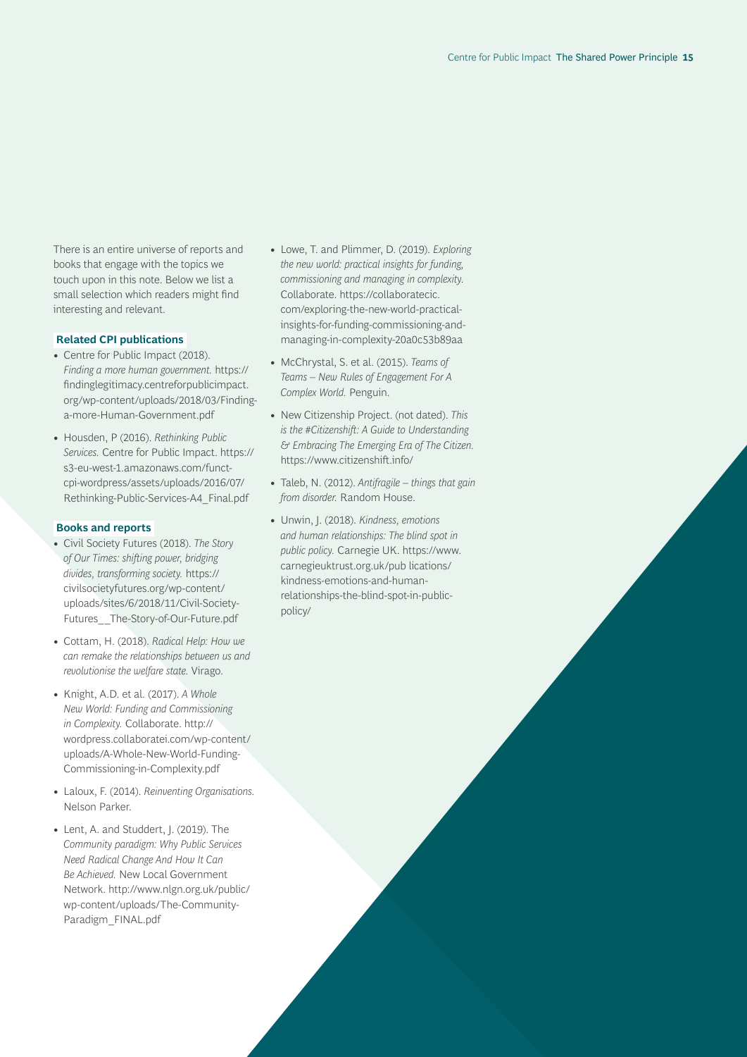There is an entire universe of reports and books that engage with the topics we touch upon in this note. Below we list a small selection which readers might find interesting and relevant.

### Related CPI publications

- Centre for Public Impact (2018). *Finding a more human government.* https://findinglegitimacy.centreforpublicimpact.org/wp-content/uploads/2018/03/Finding-a-more-Human-Government.pdf
- Housden, P (2016). *Rethinking Public Services.* Centre for Public Impact. https://s3-eu-west-1.amazonaws.com/funct-cpi-wordpress/assets/uploads/2016/07/Rethinking-Public-Services-A4_Final.pdf

### Books and reports

- Civil Society Futures (2018). *The Story of Our Times: shifting power, bridging divides, transforming society.* https://civilsocietyfutures.org/wp-content/uploads/sites/6/2018/11/Civil-Society-Futures__The-Story-of-Our-Future.pdf
- Cottam, H. (2018). *Radical Help: How we can remake the relationships between us and revolutionise the welfare state.* Virago.
- Knight, A.D. et al. (2017). *A Whole New World: Funding and Commissioning in Complexity.* Collaborate. http://wordpress.collaboratei.com/wp-content/uploads/A-Whole-New-World-Funding-Commissioning-in-Complexity.pdf
- Laloux, F. (2014). *Reinventing Organisations.* Nelson Parker.
- Lent, A. and Studdert, J. (2019). The *Community paradigm: Why Public Services Need Radical Change And How It Can Be Achieved.* New Local Government Network. http://www.nlgn.org.uk/public/wp-content/uploads/The-Community-Paradigm_FINAL.pdf
- Lowe, T. and Plimmer, D. (2019). *Exploring the new world: practical insights for funding, commissioning and managing in complexity.* Collaborate. https://collaboratecic.com/exploring-the-new-world-practical-insights-for-funding-commissioning-and-managing-in-complexity-20a0c53b89aa
- McChrystal, S. et al. (2015). *Teams of Teams – New Rules of Engagement For A Complex World.* Penguin.
- New Citizenship Project. (not dated). *This is the #Citizenshift: A Guide to Understanding & Embracing The Emerging Era of The Citizen.* https://www.citizenshift.info/
- Taleb, N. (2012). *Antifragile – things that gain from disorder.* Random House.
- Unwin, J. (2018). *Kindness, emotions and human relationships: The blind spot in public policy.* Carnegie UK. https://www.carnegieuktrust.org.uk/pub lications/kindness-emotions-and-human-relationships-the-blind-spot-in-public-policy/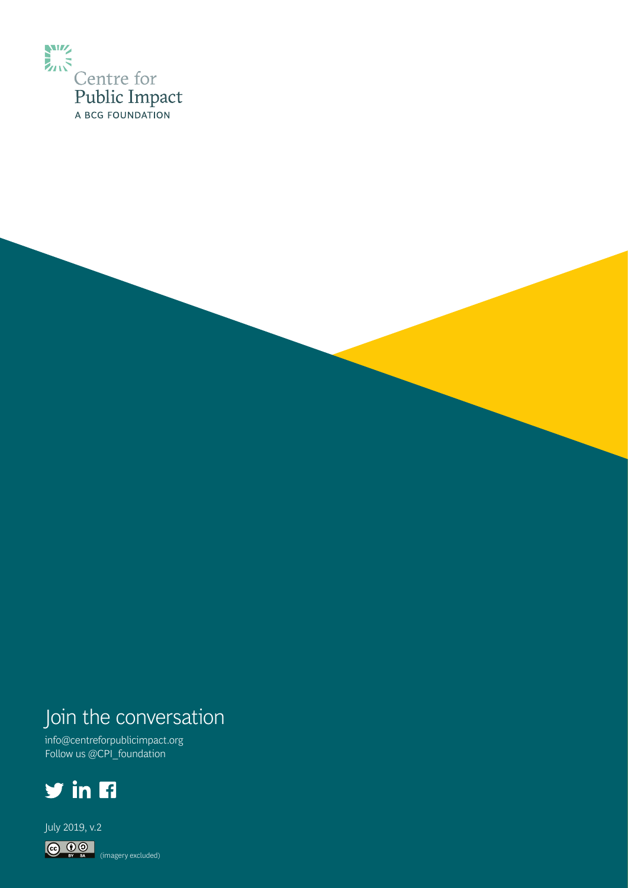Centre for
Public Impact
A BCG FOUNDATION

## Join the conversation

info@centreforpublicimpact.org
Follow us @CPI_foundation

July 2019, v.2

(imagery excluded)